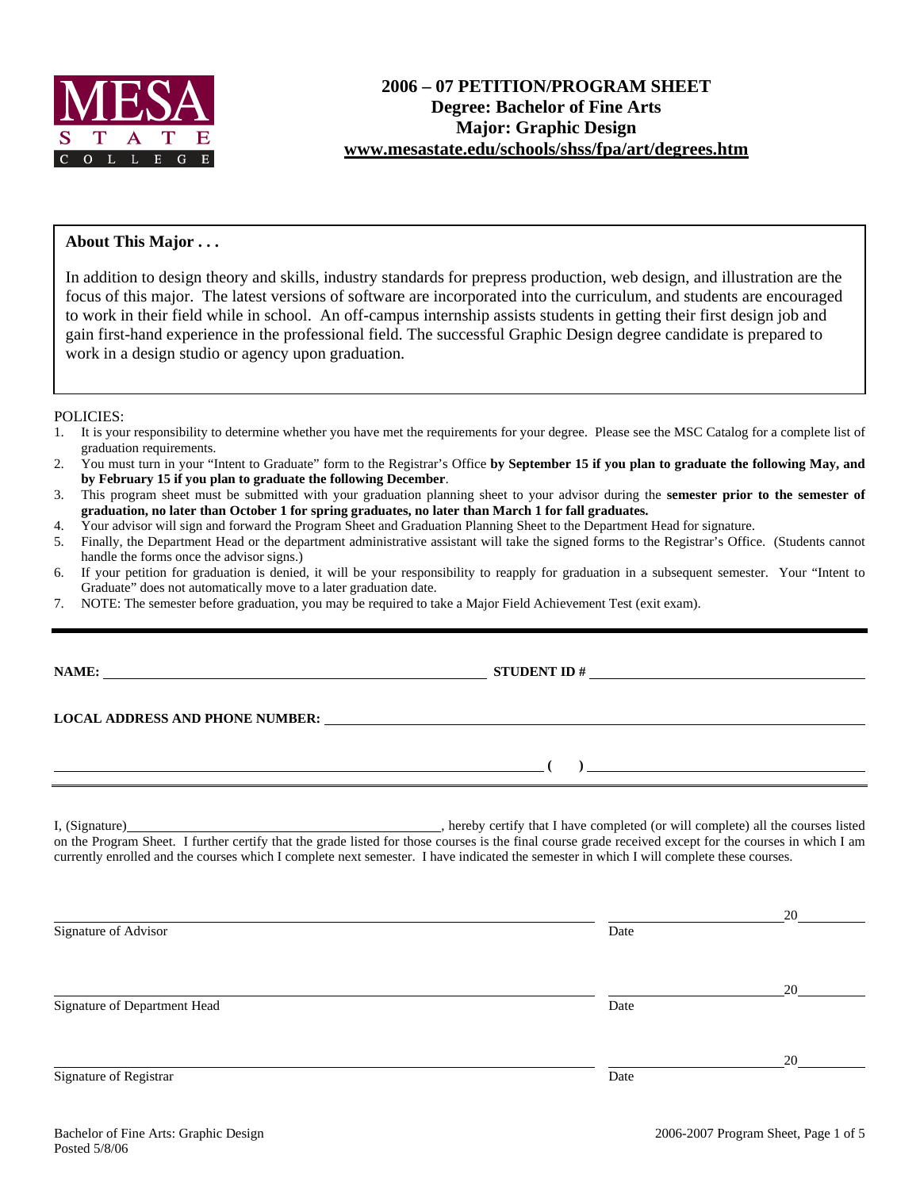MESA STATE COLLEGE

# 2006 – 07 PETITION/PROGRAM SHEET
## Degree: Bachelor of Fine Arts
## Major: Graphic Design
## www.mesastate.edu/schools/shss/fpa/art/degrees.htm

**About This Major . . .**

In addition to design theory and skills, industry standards for prepress production, web design, and illustration are the focus of this major. The latest versions of software are incorporated into the curriculum, and students are encouraged to work in their field while in school. An off-campus internship assists students in getting their first design job and gain first-hand experience in the professional field. The successful Graphic Design degree candidate is prepared to work in a design studio or agency upon graduation.

POLICIES:

1. It is your responsibility to determine whether you have met the requirements for your degree. Please see the MSC Catalog for a complete list of graduation requirements.
2. You must turn in your "Intent to Graduate" form to the Registrar's Office **by September 15 if you plan to graduate the following May, and by February 15 if you plan to graduate the following December**.
3. This program sheet must be submitted with your graduation planning sheet to your advisor during the **semester prior to the semester of graduation, no later than October 1 for spring graduates, no later than March 1 for fall graduates.**
4. Your advisor will sign and forward the Program Sheet and Graduation Planning Sheet to the Department Head for signature.
5. Finally, the Department Head or the department administrative assistant will take the signed forms to the Registrar's Office. (Students cannot handle the forms once the advisor signs.)
6. If your petition for graduation is denied, it will be your responsibility to reapply for graduation in a subsequent semester. Your "Intent to Graduate" does not automatically move to a later graduation date.
7. NOTE: The semester before graduation, you may be required to take a Major Field Achievement Test (exit exam).

---

**NAME:** ______________________________ **STUDENT ID #** ______________________________

**LOCAL ADDRESS AND PHONE NUMBER:** ______________________________

______________________________ **( )** ______________________________

I, (Signature)______________________________, hereby certify that I have completed (or will complete) all the courses listed on the Program Sheet. I further certify that the grade listed for those courses is the final course grade received except for the courses in which I am currently enrolled and the courses which I complete next semester. I have indicated the semester in which I will complete these courses.

______________________________ ______________ 20______
Signature of Advisor Date

______________________________ ______________ 20______
Signature of Department Head Date

______________________________ ______________ 20______
Signature of Registrar Date

Bachelor of Fine Arts: Graphic Design
Posted 5/8/06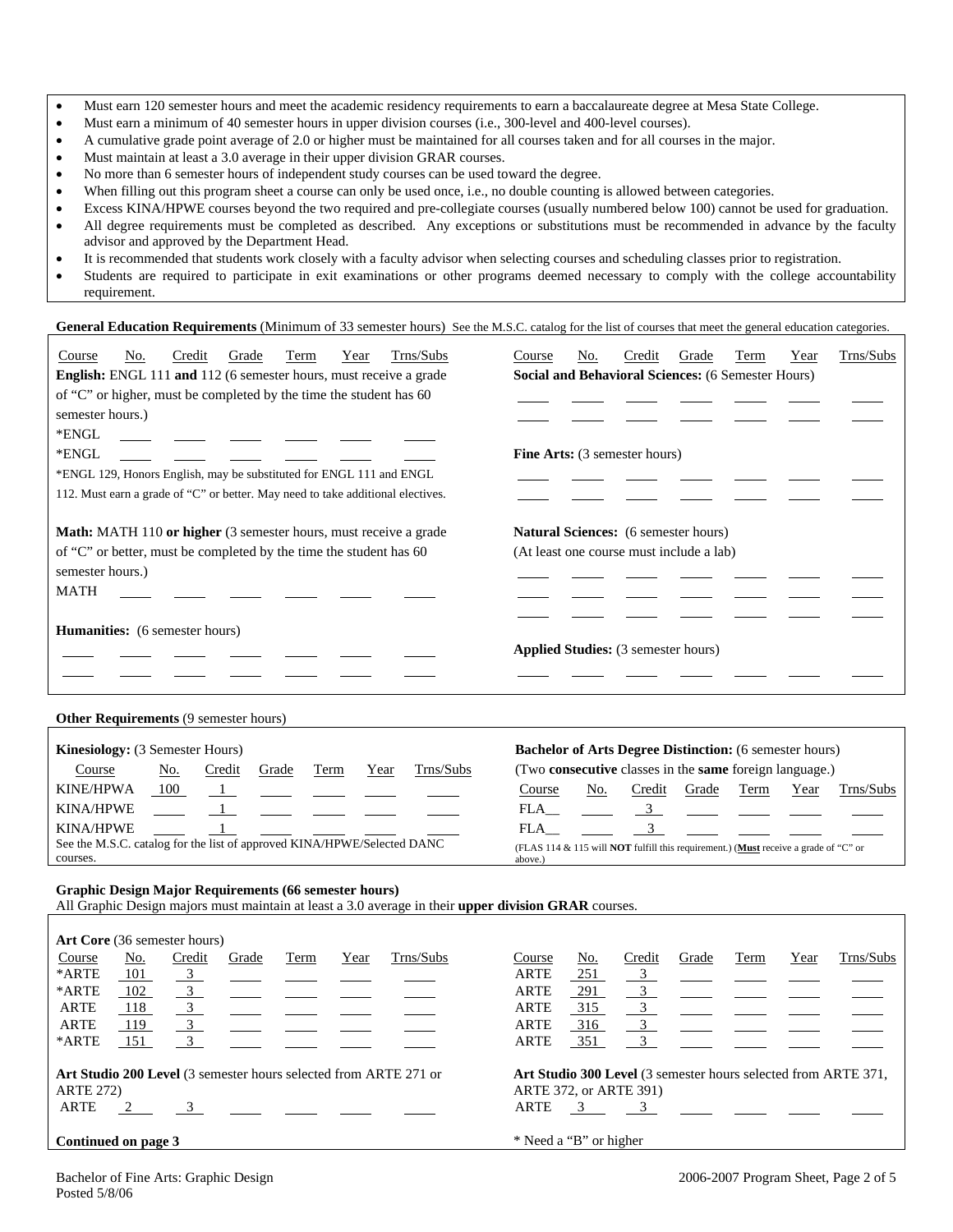- Must earn 120 semester hours and meet the academic residency requirements to earn a baccalaureate degree at Mesa State College.
- Must earn a minimum of 40 semester hours in upper division courses (i.e., 300-level and 400-level courses).
- A cumulative grade point average of 2.0 or higher must be maintained for all courses taken and for all courses in the major.
- Must maintain at least a 3.0 average in their upper division GRAR courses.
- No more than 6 semester hours of independent study courses can be used toward the degree.
- When filling out this program sheet a course can only be used once, i.e., no double counting is allowed between categories.
- Excess KINA/HPWE courses beyond the two required and pre-collegiate courses (usually numbered below 100) cannot be used for graduation.
- All degree requirements must be completed as described. Any exceptions or substitutions must be recommended in advance by the faculty advisor and approved by the Department Head.
- It is recommended that students work closely with a faculty advisor when selecting courses and scheduling classes prior to registration.
- Students are required to participate in exit examinations or other programs deemed necessary to comply with the college accountability requirement.

**General Education Requirements** (Minimum of 33 semester hours) See the M.S.C. catalog for the list of courses that meet the general education categories.

**English:** ENGL 111 **and** 112 (6 semester hours, must receive a grade of "C" or higher, must be completed by the time the student has 60 semester hours.)

| Course | No. | Credit | Grade | Term | Year | Trns/Subs |
|---|---|---|---|---|---|---|
| *ENGL | | | | | | |
| *ENGL | | | | | | |

*ENGL 129, Honors English, may be substituted for ENGL 111 and ENGL 112. Must earn a grade of "C" or better. May need to take additional electives.

**Math:** MATH 110 **or higher** (3 semester hours, must receive a grade of "C" or better, must be completed by the time the student has 60 semester hours.)

| Course | No. | Credit | Grade | Term | Year | Trns/Subs |
|---|---|---|---|---|---|---|
| MATH | | | | | | |

**Humanities:** (6 semester hours)

| Course | No. | Credit | Grade | Term | Year | Trns/Subs |
|---|---|---|---|---|---|---|
| | | | | | | |
| | | | | | | |

**Social and Behavioral Sciences:** (6 Semester Hours)

| Course | No. | Credit | Grade | Term | Year | Trns/Subs |
|---|---|---|---|---|---|---|
| | | | | | | |
| | | | | | | |

**Fine Arts:** (3 semester hours)

| Course | No. | Credit | Grade | Term | Year | Trns/Subs |
|---|---|---|---|---|---|---|
| | | | | | | |
| | | | | | | |

**Natural Sciences:** (6 semester hours)
(At least one course must include a lab)

| Course | No. | Credit | Grade | Term | Year | Trns/Subs |
|---|---|---|---|---|---|---|
| | | | | | | |
| | | | | | | |
| | | | | | | |

**Applied Studies:** (3 semester hours)

| Course | No. | Credit | Grade | Term | Year | Trns/Subs |
|---|---|---|---|---|---|---|
| | | | | | | |

**Other Requirements** (9 semester hours)

**Kinesiology:** (3 Semester Hours)

| Course | No. | Credit | Grade | Term | Year | Trns/Subs |
|---|---|---|---|---|---|---|
| KINE/HPWA | 100 | 1 | | | | |
| KINA/HPWE | | 1 | | | | |
| KINA/HPWE | | 1 | | | | |

See the M.S.C. catalog for the list of approved KINA/HPWE/Selected DANC courses.

**Bachelor of Arts Degree Distinction:** (6 semester hours)
(Two **consecutive** classes in the **same** foreign language.)

| Course | No. | Credit | Grade | Term | Year | Trns/Subs |
|---|---|---|---|---|---|---|
| FLA__ | | 3 | | | | |
| FLA__ | | 3 | | | | |

(FLAS 114 & 115 will **NOT** fulfill this requirement.) (**Must** receive a grade of "C" or above.)

**Graphic Design Major Requirements (66 semester hours)**
All Graphic Design majors must maintain at least a 3.0 average in their **upper division GRAR** courses.

**Art Core** (36 semester hours)

| Course | No. | Credit | Grade | Term | Year | Trns/Subs |
|---|---|---|---|---|---|---|
| *ARTE | 101 | 3 | | | | |
| *ARTE | 102 | 3 | | | | |
| ARTE | 118 | 3 | | | | |
| ARTE | 119 | 3 | | | | |
| *ARTE | 151 | 3 | | | | |
| ARTE | 251 | 3 | | | | |
| ARTE | 291 | 3 | | | | |
| ARTE | 315 | 3 | | | | |
| ARTE | 316 | 3 | | | | |
| ARTE | 351 | 3 | | | | |

**Art Studio 200 Level** (3 semester hours selected from ARTE 271 or ARTE 272)

| Course | No. | Credit | Grade | Term | Year | Trns/Subs |
|---|---|---|---|---|---|---|
| ARTE | 2 | 3 | | | | |

**Art Studio 300 Level** (3 semester hours selected from ARTE 371, ARTE 372, or ARTE 391)

| Course | No. | Credit | Grade | Term | Year | Trns/Subs |
|---|---|---|---|---|---|---|
| ARTE | 3 | 3 | | | | |

* Need a "B" or higher

**Continued on page 3**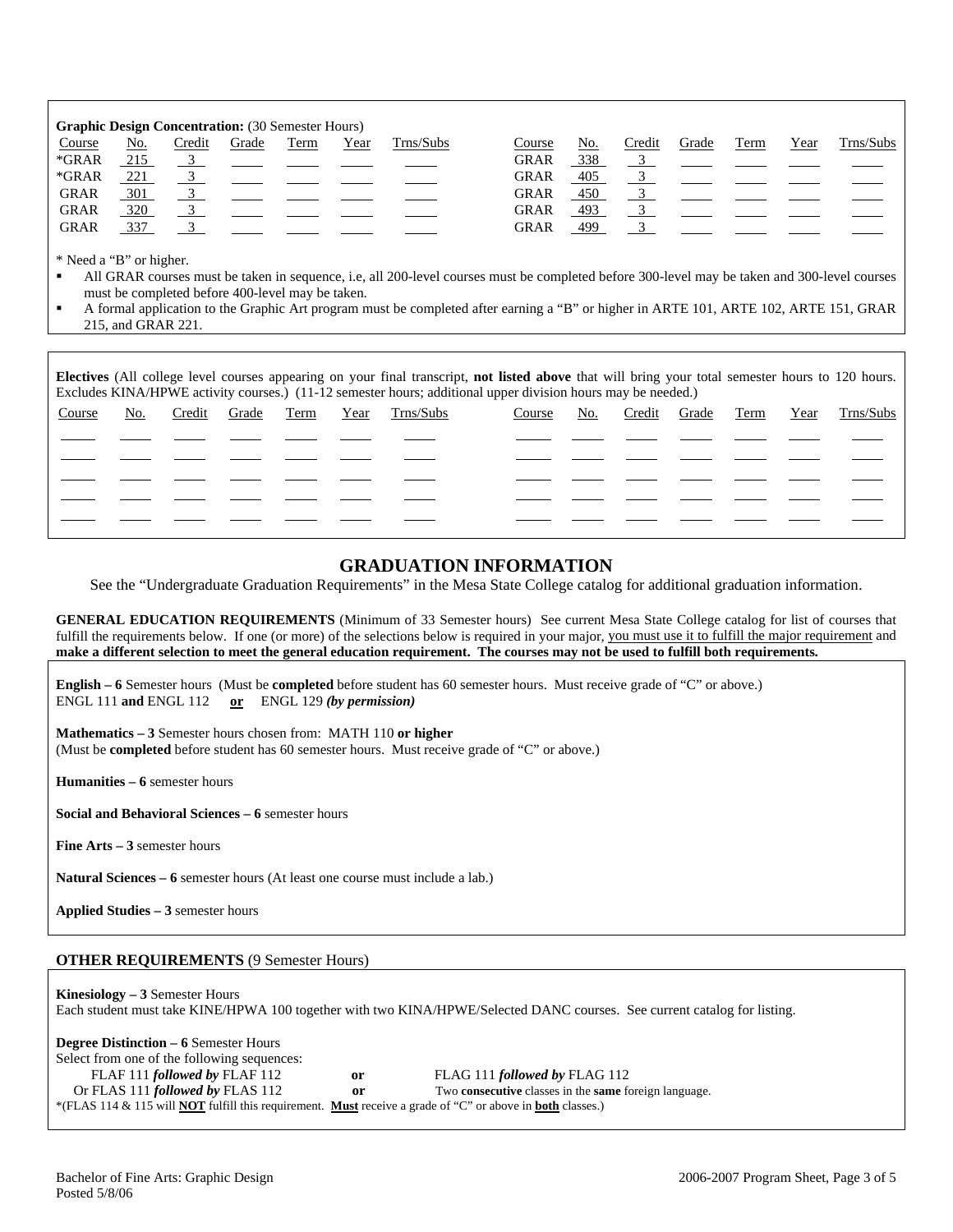**Graphic Design Concentration:** (30 Semester Hours)

| Course | No. | Credit | Grade | Term | Year | Trns/Subs | Course | No. | Credit | Grade | Term | Year | Trns/Subs |
|---|---|---|---|---|---|---|---|---|---|---|---|---|---|
| *GRAR | 215 | 3 | | | | | GRAR | 338 | 3 | | | | |
| *GRAR | 221 | 3 | | | | | GRAR | 405 | 3 | | | | |
| GRAR | 301 | 3 | | | | | GRAR | 450 | 3 | | | | |
| GRAR | 320 | 3 | | | | | GRAR | 493 | 3 | | | | |
| GRAR | 337 | 3 | | | | | GRAR | 499 | 3 | | | | |

* Need a "B" or higher.

- All GRAR courses must be taken in sequence, i.e, all 200-level courses must be completed before 300-level may be taken and 300-level courses must be completed before 400-level may be taken.
- A formal application to the Graphic Art program must be completed after earning a "B" or higher in ARTE 101, ARTE 102, ARTE 151, GRAR 215, and GRAR 221.

**Electives** (All college level courses appearing on your final transcript, **not listed above** that will bring your total semester hours to 120 hours. Excludes KINA/HPWE activity courses.) (11-12 semester hours; additional upper division hours may be needed.)

| Course | No. | Credit | Grade | Term | Year | Trns/Subs | Course | No. | Credit | Grade | Term | Year | Trns/Subs |
|---|---|---|---|---|---|---|---|---|---|---|---|---|---|
| | | | | | | | | | | | | | |
| | | | | | | | | | | | | | |
| | | | | | | | | | | | | | |
| | | | | | | | | | | | | | |
| | | | | | | | | | | | | | |

# GRADUATION INFORMATION

See the "Undergraduate Graduation Requirements" in the Mesa State College catalog for additional graduation information.

**GENERAL EDUCATION REQUIREMENTS** (Minimum of 33 Semester hours) See current Mesa State College catalog for list of courses that fulfill the requirements below. If one (or more) of the selections below is required in your major, you must use it to fulfill the major requirement and **make a different selection to meet the general education requirement. The courses may not be used to fulfill both requirements.**

**English – 6** Semester hours (Must be **completed** before student has 60 semester hours. Must receive grade of "C" or above.)
ENGL 111 **and** ENGL 112 **or** ENGL 129 ***(by permission)***

**Mathematics – 3** Semester hours chosen from: MATH 110 **or higher**
(Must be **completed** before student has 60 semester hours. Must receive grade of "C" or above.)

**Humanities – 6** semester hours

**Social and Behavioral Sciences – 6** semester hours

**Fine Arts – 3** semester hours

**Natural Sciences – 6** semester hours (At least one course must include a lab.)

**Applied Studies – 3** semester hours

**OTHER REQUIREMENTS** (9 Semester Hours)

**Kinesiology – 3** Semester Hours
Each student must take KINE/HPWA 100 together with two KINA/HPWE/Selected DANC courses. See current catalog for listing.

**Degree Distinction – 6** Semester Hours
Select from one of the following sequences:

FLAF 111 ***followed by*** FLAF 112 **or** FLAG 111 ***followed by*** FLAG 112
Or FLAS 111 ***followed by*** FLAS 112 **or** Two **consecutive** classes in the **same** foreign language.

*(FLAS 114 & 115 will **NOT** fulfill this requirement. **Must** receive a grade of "C" or above in **both** classes.)

Bachelor of Fine Arts: Graphic Design
Posted 5/8/06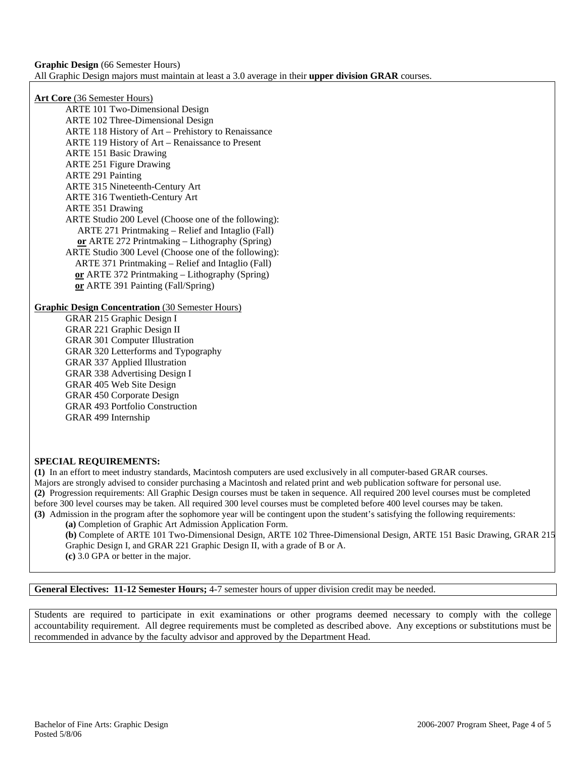**Graphic Design** (66 Semester Hours)
All Graphic Design majors must maintain at least a 3.0 average in their **upper division GRAR** courses.

**Art Core** (36 Semester Hours)

- ARTE 101 Two-Dimensional Design
- ARTE 102 Three-Dimensional Design
- ARTE 118 History of Art – Prehistory to Renaissance
- ARTE 119 History of Art – Renaissance to Present
- ARTE 151 Basic Drawing
- ARTE 251 Figure Drawing
- ARTE 291 Painting
- ARTE 315 Nineteenth-Century Art
- ARTE 316 Twentieth-Century Art
- ARTE 351 Drawing
- ARTE Studio 200 Level (Choose one of the following):
  - ARTE 271 Printmaking – Relief and Intaglio (Fall)
  - **or** ARTE 272 Printmaking – Lithography (Spring)
- ARTE Studio 300 Level (Choose one of the following):
  - ARTE 371 Printmaking – Relief and Intaglio (Fall)
  - **or** ARTE 372 Printmaking – Lithography (Spring)
  - **or** ARTE 391 Painting (Fall/Spring)

**Graphic Design Concentration** (30 Semester Hours)

- GRAR 215 Graphic Design I
- GRAR 221 Graphic Design II
- GRAR 301 Computer Illustration
- GRAR 320 Letterforms and Typography
- GRAR 337 Applied Illustration
- GRAR 338 Advertising Design I
- GRAR 405 Web Site Design
- GRAR 450 Corporate Design
- GRAR 493 Portfolio Construction
- GRAR 499 Internship

**SPECIAL REQUIREMENTS:**

**(1)** In an effort to meet industry standards, Macintosh computers are used exclusively in all computer-based GRAR courses. Majors are strongly advised to consider purchasing a Macintosh and related print and web publication software for personal use.

**(2)** Progression requirements: All Graphic Design courses must be taken in sequence. All required 200 level courses must be completed before 300 level courses may be taken. All required 300 level courses must be completed before 400 level courses may be taken.

**(3)** Admission in the program after the sophomore year will be contingent upon the student's satisfying the following requirements:

- **(a)** Completion of Graphic Art Admission Application Form.
- **(b)** Complete of ARTE 101 Two-Dimensional Design, ARTE 102 Three-Dimensional Design, ARTE 151 Basic Drawing, GRAR 215 Graphic Design I, and GRAR 221 Graphic Design II, with a grade of B or A.
- **(c)** 3.0 GPA or better in the major.

**General Electives: 11-12 Semester Hours;** 4-7 semester hours of upper division credit may be needed.

Students are required to participate in exit examinations or other programs deemed necessary to comply with the college accountability requirement. All degree requirements must be completed as described above. Any exceptions or substitutions must be recommended in advance by the faculty advisor and approved by the Department Head.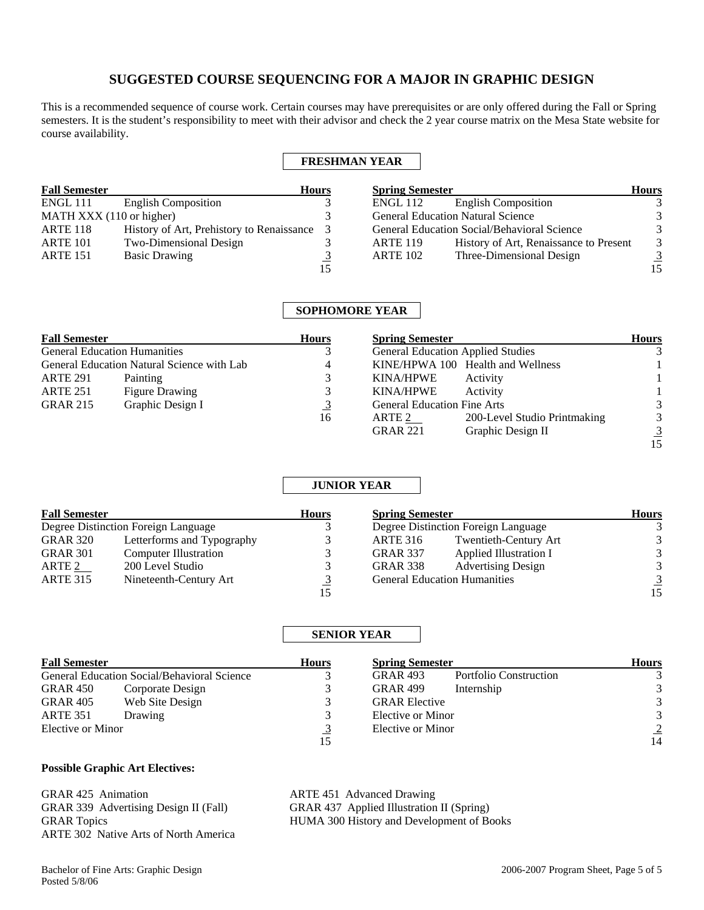# SUGGESTED COURSE SEQUENCING FOR A MAJOR IN GRAPHIC DESIGN

This is a recommended sequence of course work. Certain courses may have prerequisites or are only offered during the Fall or Spring semesters. It is the student's responsibility to meet with their advisor and check the 2 year course matrix on the Mesa State website for course availability.

## FRESHMAN YEAR

| Fall Semester | | Hours |
|---|---|---|
| ENGL 111 | English Composition | 3 |
| MATH XXX (110 or higher) | | 3 |
| ARTE 118 | History of Art, Prehistory to Renaissance | 3 |
| ARTE 101 | Two-Dimensional Design | 3 |
| ARTE 151 | Basic Drawing | 3 |
| | | 15 |

| Spring Semester | | Hours |
|---|---|---|
| ENGL 112 | English Composition | 3 |
| General Education Natural Science | | 3 |
| General Education Social/Behavioral Science | | 3 |
| ARTE 119 | History of Art, Renaissance to Present | 3 |
| ARTE 102 | Three-Dimensional Design | 3 |
| | | 15 |

## SOPHOMORE YEAR

| Fall Semester | | Hours |
|---|---|---|
| General Education Humanities | | 3 |
| General Education Natural Science with Lab | | 4 |
| ARTE 291 | Painting | 3 |
| ARTE 251 | Figure Drawing | 3 |
| GRAR 215 | Graphic Design I | 3 |
| | | 16 |

| Spring Semester | | Hours |
|---|---|---|
| General Education Applied Studies | | 3 |
| KINE/HPWA 100 | Health and Wellness | 1 |
| KINA/HPWE | Activity | 1 |
| KINA/HPWE | Activity | 1 |
| General Education Fine Arts | | 3 |
| ARTE 2__ | 200-Level Studio Printmaking | 3 |
| GRAR 221 | Graphic Design II | 3 |
| | | 15 |

## JUNIOR YEAR

| Fall Semester | | Hours |
|---|---|---|
| Degree Distinction Foreign Language | | 3 |
| GRAR 320 | Letterforms and Typography | 3 |
| GRAR 301 | Computer Illustration | 3 |
| ARTE 2__ | 200 Level Studio | 3 |
| ARTE 315 | Nineteenth-Century Art | 3 |
| | | 15 |

| Spring Semester | | Hours |
|---|---|---|
| Degree Distinction Foreign Language | | 3 |
| ARTE 316 | Twentieth-Century Art | 3 |
| GRAR 337 | Applied Illustration I | 3 |
| GRAR 338 | Advertising Design | 3 |
| General Education Humanities | | 3 |
| | | 15 |

## SENIOR YEAR

| Fall Semester | | Hours |
|---|---|---|
| General Education Social/Behavioral Science | | 3 |
| GRAR 450 | Corporate Design | 3 |
| GRAR 405 | Web Site Design | 3 |
| ARTE 351 | Drawing | 3 |
| Elective or Minor | | 3 |
| | | 15 |

| Spring Semester | | Hours |
|---|---|---|
| GRAR 493 | Portfolio Construction | 3 |
| GRAR 499 | Internship | 3 |
| GRAR Elective | | 3 |
| Elective or Minor | | 3 |
| Elective or Minor | | 2 |
| | | 14 |

**Possible Graphic Art Electives:**

GRAR 425 Animation
GRAR 339 Advertising Design II (Fall)
GRAR Topics
ARTE 302 Native Arts of North America
ARTE 451 Advanced Drawing
GRAR 437 Applied Illustration II (Spring)
HUMA 300 History and Development of Books

Bachelor of Fine Arts: Graphic Design
Posted 5/8/06